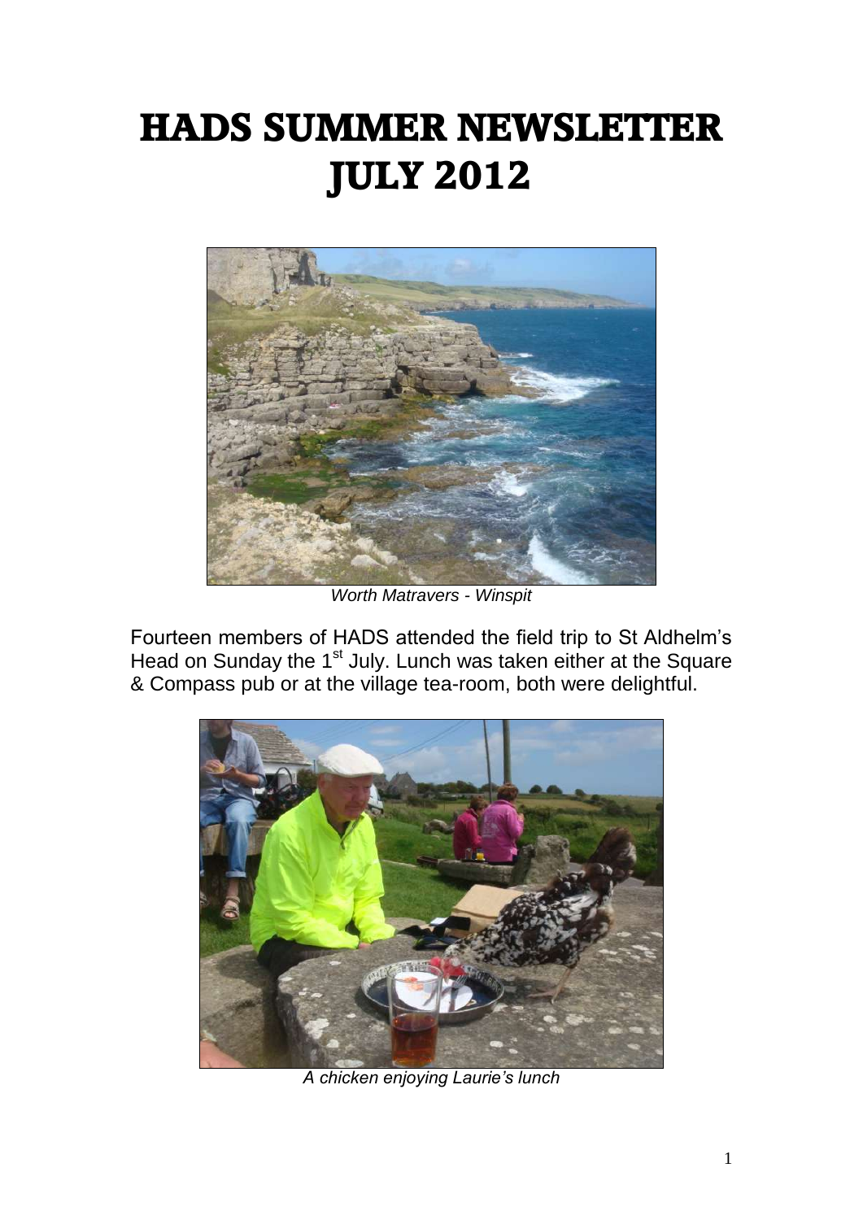# HADS SUMMER NEWSLETTER JULY 2012

*Worth Matravers - Winspit*

Fourteen members of HADS attended the field trip to St Aldhelm's Head on Sunday the 1st July. Lunch was taken either at the Square & Compass pub or at the village tea-room, both were delightful.

*A chicken enjoying Laurie's lunch*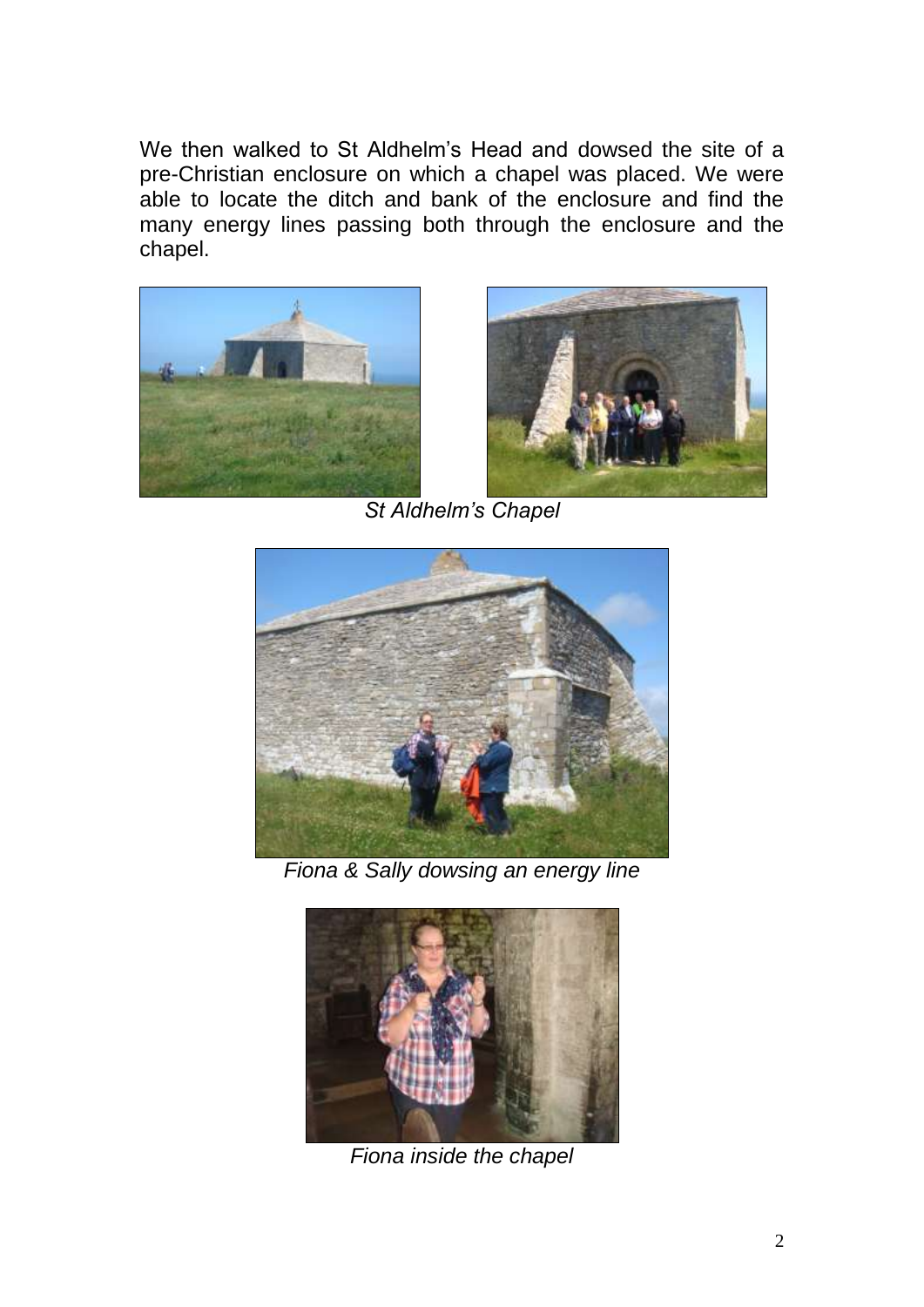We then walked to St Aldhelm's Head and dowsed the site of a pre-Christian enclosure on which a chapel was placed. We were able to locate the ditch and bank of the enclosure and find the many energy lines passing both through the enclosure and the chapel.

*St Aldhelm's Chapel*

*Fiona & Sally dowsing an energy line*

*Fiona inside the chapel*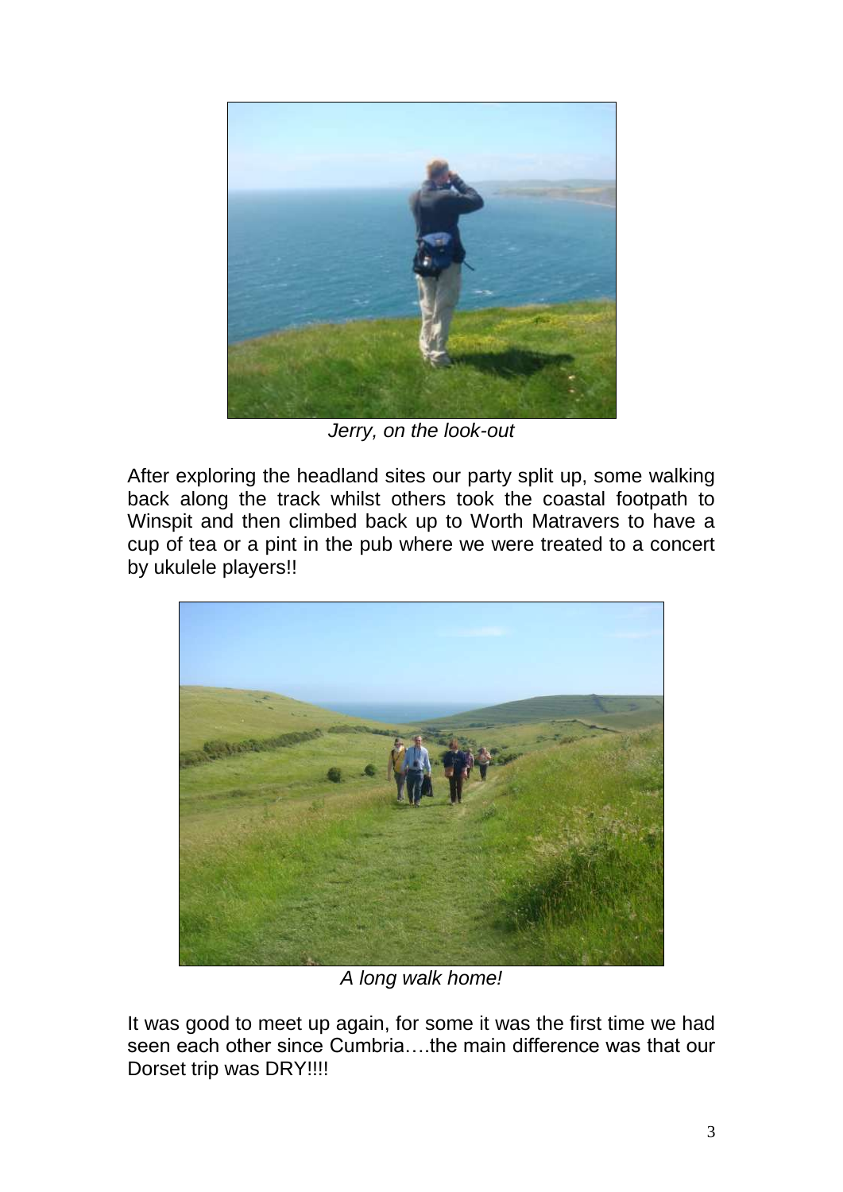*Jerry, on the look-out*

After exploring the headland sites our party split up, some walking back along the track whilst others took the coastal footpath to Winspit and then climbed back up to Worth Matravers to have a cup of tea or a pint in the pub where we were treated to a concert by ukulele players!!

*A long walk home!*

It was good to meet up again, for some it was the first time we had seen each other since Cumbria….the main difference was that our Dorset trip was DRY!!!!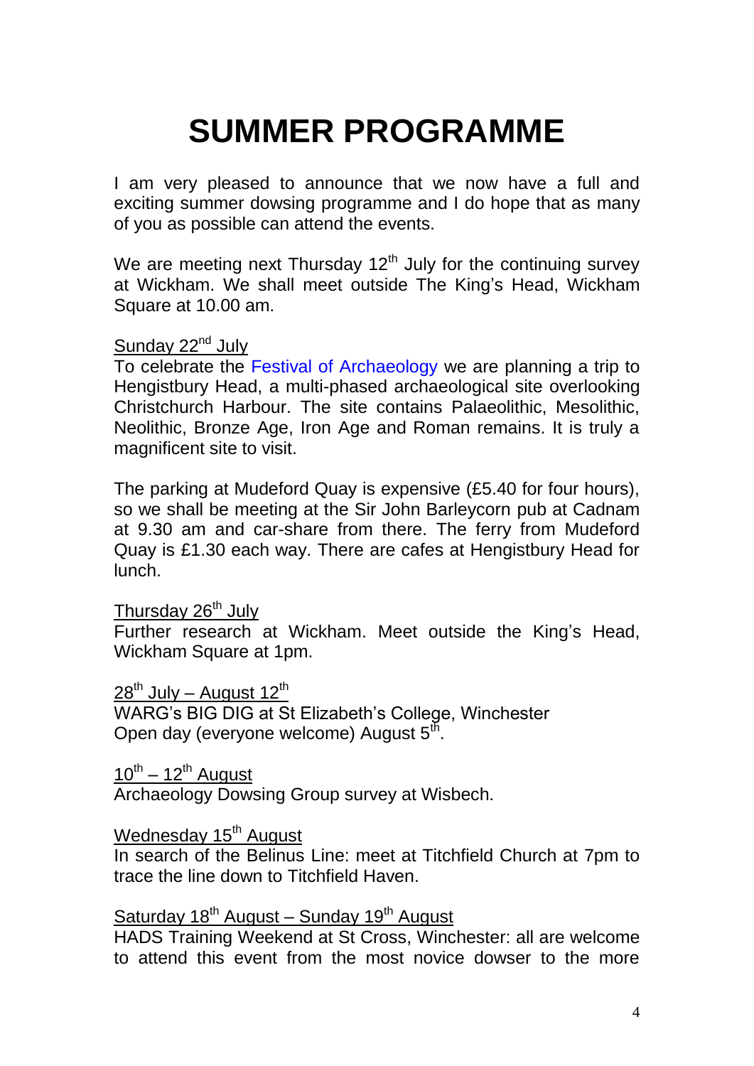# SUMMER PROGRAMME

I am very pleased to announce that we now have a full and exciting summer dowsing programme and I do hope that as many of you as possible can attend the events.

We are meeting next Thursday 12th July for the continuing survey at Wickham. We shall meet outside The King's Head, Wickham Square at 10.00 am.

Sunday 22nd July
To celebrate the Festival of Archaeology we are planning a trip to Hengistbury Head, a multi-phased archaeological site overlooking Christchurch Harbour. The site contains Palaeolithic, Mesolithic, Neolithic, Bronze Age, Iron Age and Roman remains. It is truly a magnificent site to visit.

The parking at Mudeford Quay is expensive (£5.40 for four hours), so we shall be meeting at the Sir John Barleycorn pub at Cadnam at 9.30 am and car-share from there. The ferry from Mudeford Quay is £1.30 each way. There are cafes at Hengistbury Head for lunch.

Thursday 26th July
Further research at Wickham. Meet outside the King's Head, Wickham Square at 1pm.

28th July – August 12th
WARG's BIG DIG at St Elizabeth's College, Winchester
Open day (everyone welcome) August 5th.

10th – 12th August
Archaeology Dowsing Group survey at Wisbech.

Wednesday 15th August
In search of the Belinus Line: meet at Titchfield Church at 7pm to trace the line down to Titchfield Haven.

Saturday 18th August – Sunday 19th August
HADS Training Weekend at St Cross, Winchester: all are welcome to attend this event from the most novice dowser to the more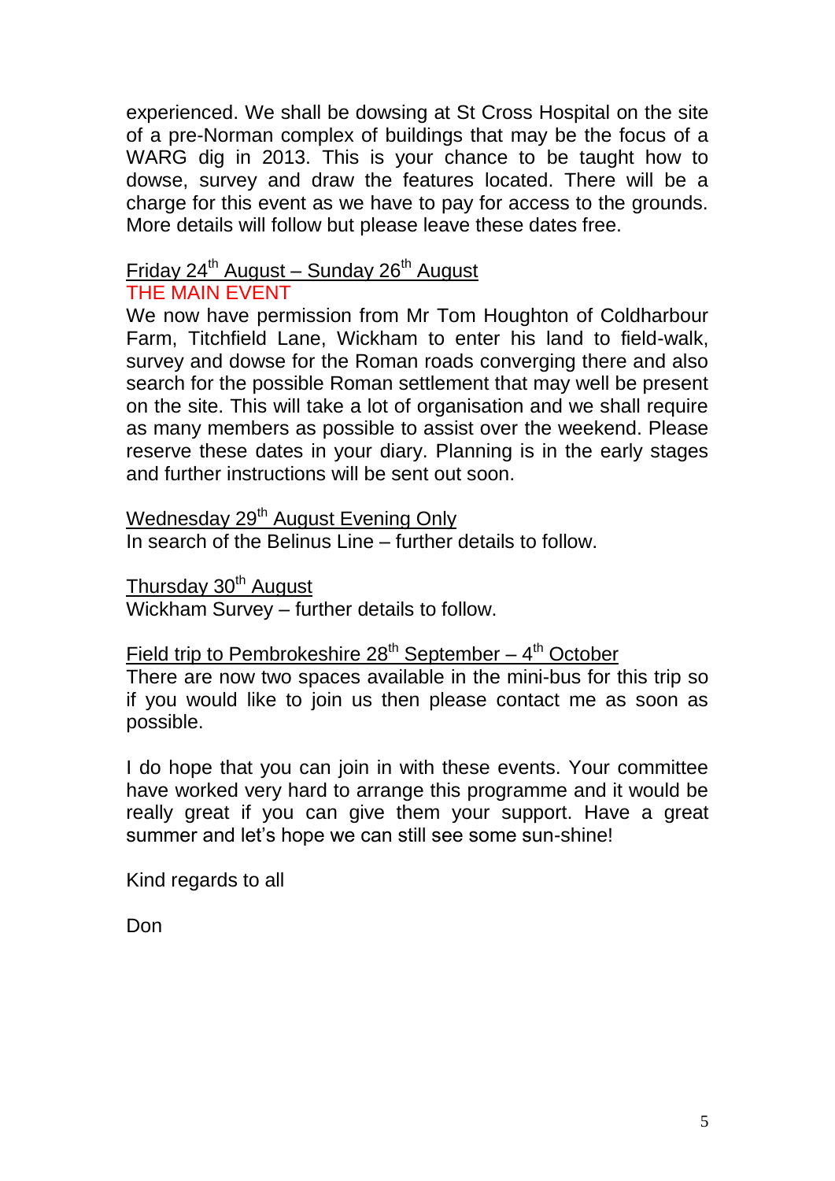experienced. We shall be dowsing at St Cross Hospital on the site of a pre-Norman complex of buildings that may be the focus of a WARG dig in 2013. This is your chance to be taught how to dowse, survey and draw the features located. There will be a charge for this event as we have to pay for access to the grounds. More details will follow but please leave these dates free.

<u>Friday 24th August – Sunday 26th August</u>
THE MAIN EVENT
We now have permission from Mr Tom Houghton of Coldharbour Farm, Titchfield Lane, Wickham to enter his land to field-walk, survey and dowse for the Roman roads converging there and also search for the possible Roman settlement that may well be present on the site. This will take a lot of organisation and we shall require as many members as possible to assist over the weekend. Please reserve these dates in your diary. Planning is in the early stages and further instructions will be sent out soon.

<u>Wednesday 29th August Evening Only</u>
In search of the Belinus Line – further details to follow.

<u>Thursday 30th August</u>
Wickham Survey – further details to follow.

<u>Field trip to Pembrokeshire 28th September – 4th October</u>
There are now two spaces available in the mini-bus for this trip so if you would like to join us then please contact me as soon as possible.

I do hope that you can join in with these events. Your committee have worked very hard to arrange this programme and it would be really great if you can give them your support. Have a great summer and let's hope we can still see some sun-shine!

Kind regards to all

Don